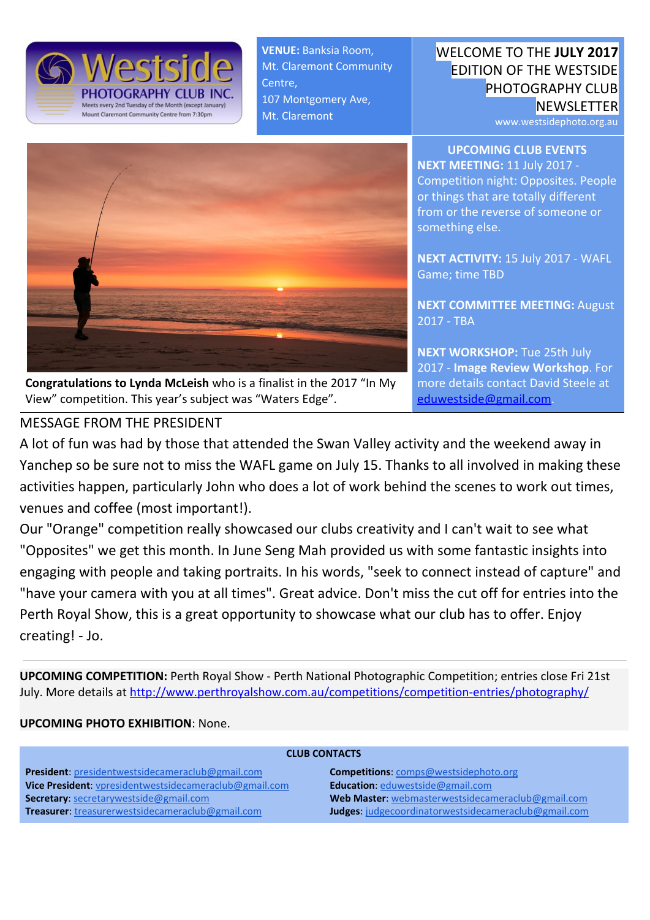Westside PHOTOGRAPHY CLUB INC.
Meets every 2nd Tuesday of the Month (except January)
Mount Claremont Community Centre from 7:30pm

**VENUE:** Banksia Room, Mt. Claremont Community Centre, 107 Montgomery Ave, Mt. Claremont

# WELCOME TO THE **JULY 2017** EDITION OF THE WESTSIDE PHOTOGRAPHY CLUB NEWSLETTER

www.westsidephoto.org.au

**Congratulations to Lynda McLeish** who is a finalist in the 2017 "In My View" competition. This year's subject was "Waters Edge".

## UPCOMING CLUB EVENTS

**NEXT MEETING:** 11 July 2017 - Competition night: Opposites. People or things that are totally different from or the reverse of someone or something else.

**NEXT ACTIVITY:** 15 July 2017 - WAFL Game; time TBD

**NEXT COMMITTEE MEETING:** August 2017 - TBA

**NEXT WORKSHOP:** Tue 25th July 2017 - **Image Review Workshop**. For more details contact David Steele at eduwestside@gmail.com.

## MESSAGE FROM THE PRESIDENT

A lot of fun was had by those that attended the Swan Valley activity and the weekend away in Yanchep so be sure not to miss the WAFL game on July 15. Thanks to all involved in making these activities happen, particularly John who does a lot of work behind the scenes to work out times, venues and coffee (most important!).

Our "Orange" competition really showcased our clubs creativity and I can't wait to see what "Opposites" we get this month. In June Seng Mah provided us with some fantastic insights into engaging with people and taking portraits. In his words, "seek to connect instead of capture" and "have your camera with you at all times". Great advice. Don't miss the cut off for entries into the Perth Royal Show, this is a great opportunity to showcase what our club has to offer. Enjoy creating! - Jo.

---

**UPCOMING COMPETITION:** Perth Royal Show - Perth National Photographic Competition; entries close Fri 21st July. More details at http://www.perthroyalshow.com.au/competitions/competition-entries/photography/

**UPCOMING PHOTO EXHIBITION**: None.

## CLUB CONTACTS

**President**: presidentwestsidecameraclub@gmail.com
**Vice President**: vpresidentwestsidecameraclub@gmail.com
**Secretary**: secretarywestside@gmail.com
**Treasurer**: treasurerwestsidecameraclub@gmail.com
**Competitions**: comps@westsidephoto.org
**Education**: eduwestside@gmail.com
**Web Master**: webmasterwestsidecameraclub@gmail.com
**Judges**: judgecoordinatorwestsidecameraclub@gmail.com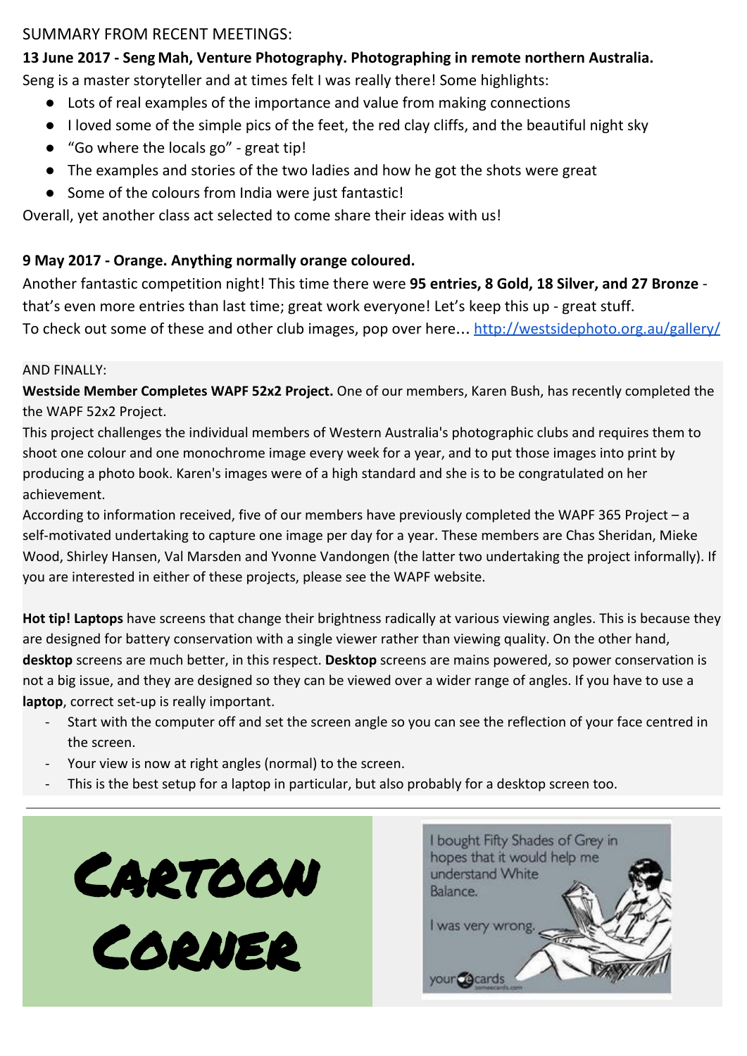SUMMARY FROM RECENT MEETINGS:

**13 June 2017 - Seng Mah, Venture Photography. Photographing in remote northern Australia.**

Seng is a master storyteller and at times felt I was really there! Some highlights:

- Lots of real examples of the importance and value from making connections
- I loved some of the simple pics of the feet, the red clay cliffs, and the beautiful night sky
- "Go where the locals go" - great tip!
- The examples and stories of the two ladies and how he got the shots were great
- Some of the colours from India were just fantastic!

Overall, yet another class act selected to come share their ideas with us!

**9 May 2017 - Orange. Anything normally orange coloured.**

Another fantastic competition night! This time there were **95 entries, 8 Gold, 18 Silver, and 27 Bronze** - that's even more entries than last time; great work everyone! Let's keep this up - great stuff.
To check out some of these and other club images, pop over here... http://westsidephoto.org.au/gallery/

AND FINALLY:

**Westside Member Completes WAPF 52x2 Project.** One of our members, Karen Bush, has recently completed the the WAPF 52x2 Project.

This project challenges the individual members of Western Australia's photographic clubs and requires them to shoot one colour and one monochrome image every week for a year, and to put those images into print by producing a photo book. Karen's images were of a high standard and she is to be congratulated on her achievement.

According to information received, five of our members have previously completed the WAPF 365 Project – a self-motivated undertaking to capture one image per day for a year. These members are Chas Sheridan, Mieke Wood, Shirley Hansen, Val Marsden and Yvonne Vandongen (the latter two undertaking the project informally). If you are interested in either of these projects, please see the WAPF website.

**Hot tip! Laptops** have screens that change their brightness radically at various viewing angles. This is because they are designed for battery conservation with a single viewer rather than viewing quality. On the other hand, **desktop** screens are much better, in this respect. **Desktop** screens are mains powered, so power conservation is not a big issue, and they are designed so they can be viewed over a wider range of angles. If you have to use a **laptop**, correct set-up is really important.

- Start with the computer off and set the screen angle so you can see the reflection of your face centred in the screen.
- Your view is now at right angles (normal) to the screen.
- This is the best setup for a laptop in particular, but also probably for a desktop screen too.

---

# Cartoon Corner

I bought Fifty Shades of Grey in hopes that it would help me understand White Balance.

I was very wrong.

your ecards